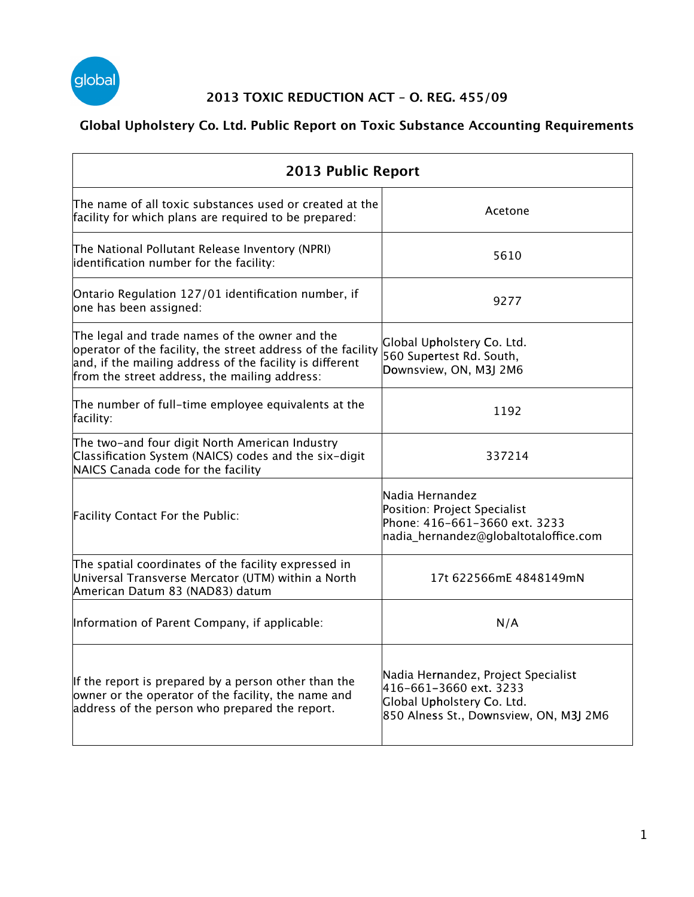## 2013 TOXIC REDUCTION ACT – O. REG. 455/09

### Global Upholstery Co. Ltd. Public Report on Toxic Substance Accounting Requirements

| 2013 Public Report | |
|---|---|
| The name of all toxic substances used or created at the facility for which plans are required to be prepared: | Acetone |
| The National Pollutant Release Inventory (NPRI) identification number for the facility: | 5610 |
| Ontario Regulation 127/01 identification number, if one has been assigned: | 9277 |
| The legal and trade names of the owner and the operator of the facility, the street address of the facility and, if the mailing address of the facility is different from the street address, the mailing address: | Global Upholstery Co. Ltd.<br>560 Supertest Rd. South,<br>Downsview, ON, M3J 2M6 |
| The number of full-time employee equivalents at the facility: | 1192 |
| The two-and four digit North American Industry Classification System (NAICS) codes and the six-digit NAICS Canada code for the facility | 337214 |
| Facility Contact For the Public: | Nadia Hernandez<br>Position: Project Specialist<br>Phone: 416-661-3660 ext. 3233<br>nadia_hernandez@globaltotaloffice.com |
| The spatial coordinates of the facility expressed in Universal Transverse Mercator (UTM) within a North American Datum 83 (NAD83) datum | 17t 622566mE 4848149mN |
| Information of Parent Company, if applicable: | N/A |
| If the report is prepared by a person other than the owner or the operator of the facility, the name and address of the person who prepared the report. | Nadia Hernandez, Project Specialist<br>416-661-3660 ext. 3233<br>Global Upholstery Co. Ltd.<br>850 Alness St., Downsview, ON, M3J 2M6 |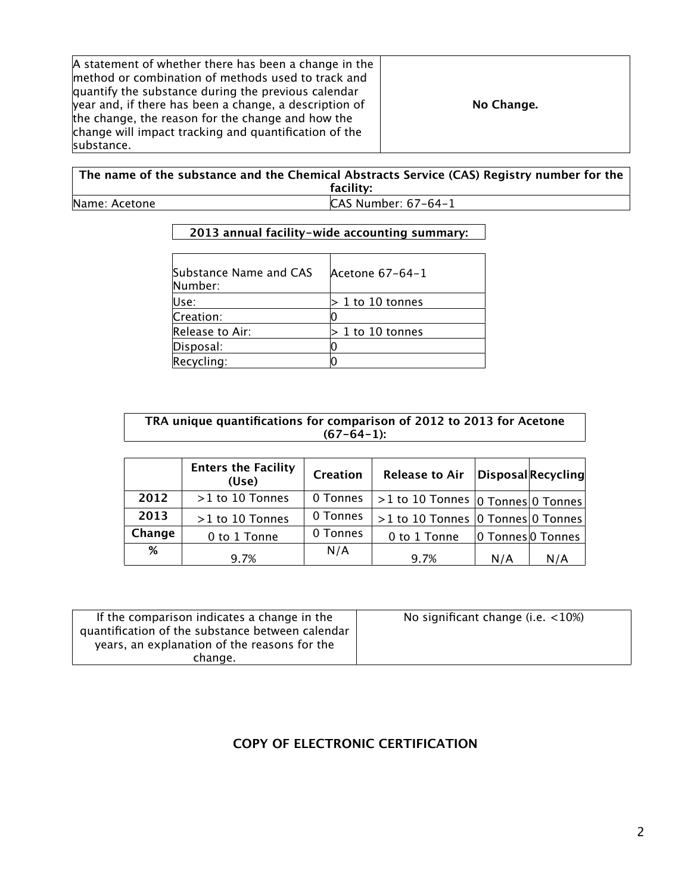| A statement of whether there has been a change in the method or combination of methods used to track and quantify the substance during the previous calendar year and, if there has been a change, a description of the change, the reason for the change and how the change will impact tracking and quantification of the substance. | **No Change.** |
|---|---|

| **The name of the substance and the Chemical Abstracts Service (CAS) Registry number for the facility:** | |
|---|---|
| Name: Acetone | CAS Number: 67-64-1 |

**2013 annual facility-wide accounting summary:**

| Substance Name and CAS Number: | Acetone 67-64-1 |
|---|---|
| Use: | > 1 to 10 tonnes |
| Creation: | 0 |
| Release to Air: | > 1 to 10 tonnes |
| Disposal: | 0 |
| Recycling: | 0 |

**TRA unique quantifications for comparison of 2012 to 2013 for Acetone (67-64-1):**

| | Enters the Facility (Use) | Creation | Release to Air | Disposal | Recycling |
|---|---|---|---|---|---|
| **2012** | >1 to 10 Tonnes | 0 Tonnes | >1 to 10 Tonnes | 0 Tonnes | 0 Tonnes |
| **2013** | >1 to 10 Tonnes | 0 Tonnes | >1 to 10 Tonnes | 0 Tonnes | 0 Tonnes |
| **Change** | 0 to 1 Tonne | 0 Tonnes | 0 to 1 Tonne | 0 Tonnes | 0 Tonnes |
| **%** | 9.7% | N/A | 9.7% | N/A | N/A |

| If the comparison indicates a change in the quantification of the substance between calendar years, an explanation of the reasons for the change. | No significant change (i.e. <10%) |
|---|---|

## COPY OF ELECTRONIC CERTIFICATION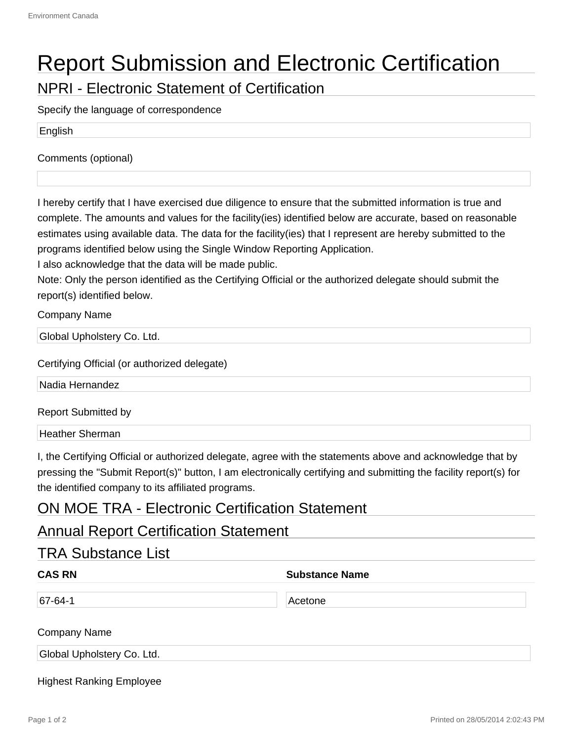# Report Submission and Electronic Certification

## NPRI - Electronic Statement of Certification

Specify the language of correspondence

English

Comments (optional)

I hereby certify that I have exercised due diligence to ensure that the submitted information is true and complete. The amounts and values for the facility(ies) identified below are accurate, based on reasonable estimates using available data. The data for the facility(ies) that I represent are hereby submitted to the programs identified below using the Single Window Reporting Application.
I also acknowledge that the data will be made public.
Note: Only the person identified as the Certifying Official or the authorized delegate should submit the report(s) identified below.

Company Name

Global Upholstery Co. Ltd.

Certifying Official (or authorized delegate)

Nadia Hernandez

Report Submitted by

Heather Sherman

I, the Certifying Official or authorized delegate, agree with the statements above and acknowledge that by pressing the "Submit Report(s)" button, I am electronically certifying and submitting the facility report(s) for the identified company to its affiliated programs.

## ON MOE TRA - Electronic Certification Statement

## Annual Report Certification Statement

## TRA Substance List

| CAS RN | Substance Name |
| --- | --- |
| 67-64-1 | Acetone |

Company Name

Global Upholstery Co. Ltd.

Highest Ranking Employee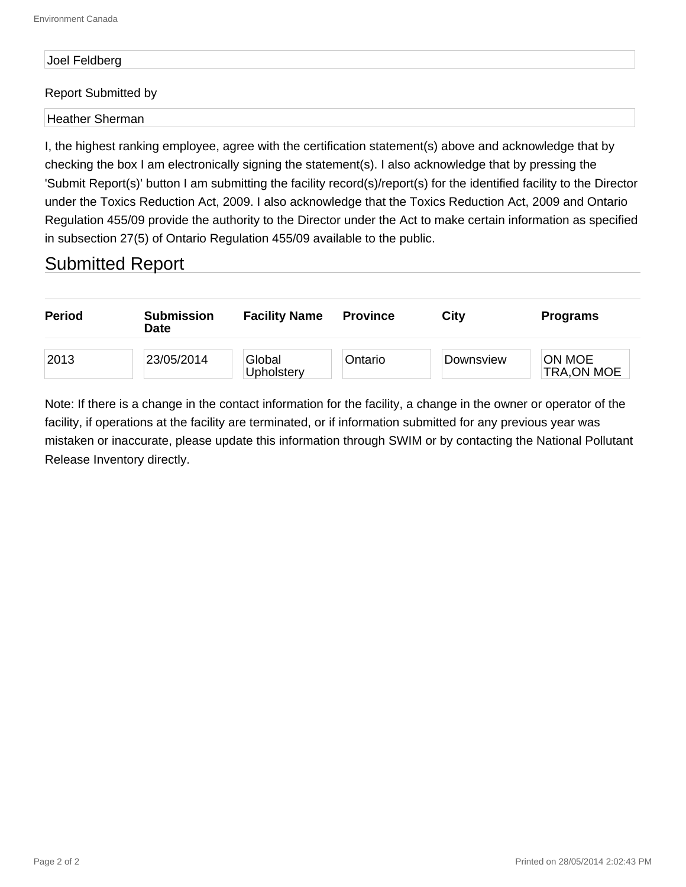Joel Feldberg

Report Submitted by

Heather Sherman

I, the highest ranking employee, agree with the certification statement(s) above and acknowledge that by checking the box I am electronically signing the statement(s). I also acknowledge that by pressing the 'Submit Report(s)' button I am submitting the facility record(s)/report(s) for the identified facility to the Director under the Toxics Reduction Act, 2009. I also acknowledge that the Toxics Reduction Act, 2009 and Ontario Regulation 455/09 provide the authority to the Director under the Act to make certain information as specified in subsection 27(5) of Ontario Regulation 455/09 available to the public.

## Submitted Report

| Period | Submission Date | Facility Name | Province | City | Programs |
|---|---|---|---|---|---|
| 2013 | 23/05/2014 | Global Upholstery | Ontario | Downsview | ON MOE TRA,ON MOE |

Note: If there is a change in the contact information for the facility, a change in the owner or operator of the facility, if operations at the facility are terminated, or if information submitted for any previous year was mistaken or inaccurate, please update this information through SWIM or by contacting the National Pollutant Release Inventory directly.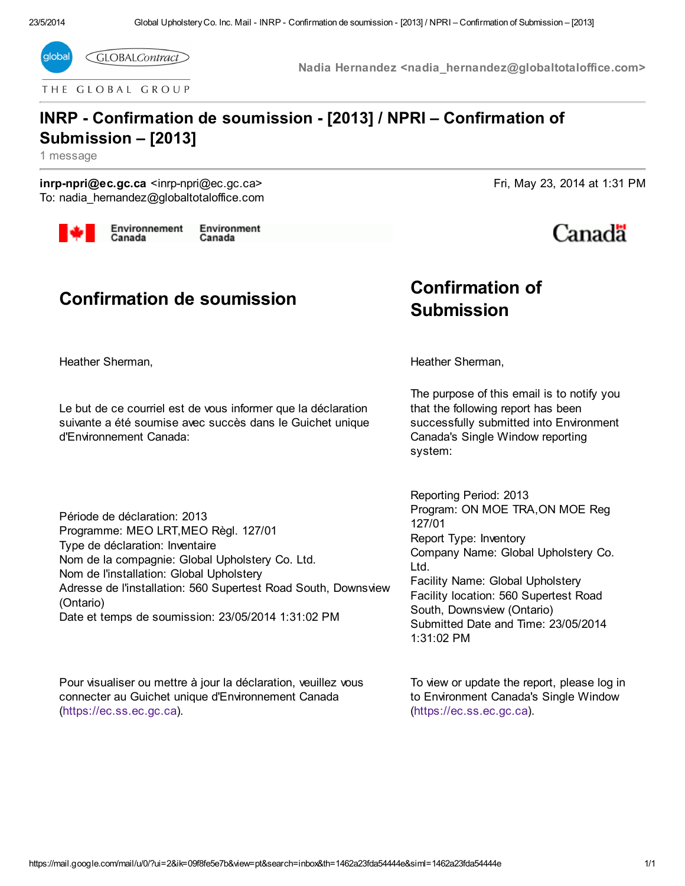Nadia Hernandez <nadia_hernandez@globaltotaloffice.com>

# INRP - Confirmation de soumission - [2013] / NPRI – Confirmation of Submission – [2013]

1 message

**inrp-npri@ec.gc.ca** <inrp-npri@ec.gc.ca> Fri, May 23, 2014 at 1:31 PM
To: nadia_hernandez@globaltotaloffice.com

Environnement Canada Environment Canada

Canada

## Confirmation de soumission

Heather Sherman,

Le but de ce courriel est de vous informer que la déclaration suivante a été soumise avec succès dans le Guichet unique d'Environnement Canada:

Période de déclaration: 2013
Programme: MEO LRT,MEO Règl. 127/01
Type de déclaration: Inventaire
Nom de la compagnie: Global Upholstery Co. Ltd.
Nom de l'installation: Global Upholstery
Adresse de l'installation: 560 Supertest Road South, Downsview (Ontario)
Date et temps de soumission: 23/05/2014 1:31:02 PM

Pour visualiser ou mettre à jour la déclaration, veuillez vous connecter au Guichet unique d'Environnement Canada (https://ec.ss.ec.gc.ca).

## Confirmation of Submission

Heather Sherman,

The purpose of this email is to notify you that the following report has been successfully submitted into Environment Canada's Single Window reporting system:

Reporting Period: 2013
Program: ON MOE TRA,ON MOE Reg 127/01
Report Type: Inventory
Company Name: Global Upholstery Co. Ltd.
Facility Name: Global Upholstery
Facility location: 560 Supertest Road South, Downsview (Ontario)
Submitted Date and Time: 23/05/2014 1:31:02 PM

To view or update the report, please log in to Environment Canada's Single Window (https://ec.ss.ec.gc.ca).